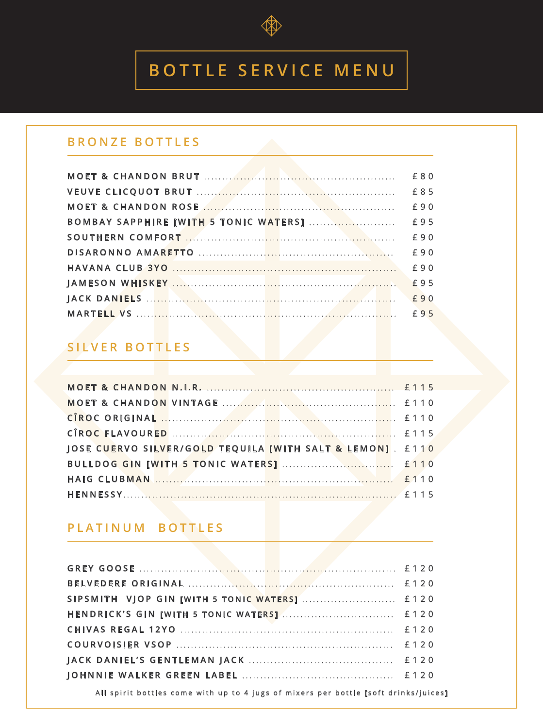# BOTTLE SERVICE MENU

## BRONZE BOTTLES

| Item | Price |
|---|---|
| MOET & CHANDON BRUT | £80 |
| VEUVE CLICQUOT BRUT | £85 |
| MOET & CHANDON ROSE | £90 |
| BOMBAY SAPPHIRE [WITH 5 TONIC WATERS] | £95 |
| SOUTHERN COMFORT | £90 |
| DISARONNO AMARETTO | £90 |
| HAVANA CLUB 3YO | £90 |
| JAMESON WHISKEY | £95 |
| JACK DANIELS | £90 |
| MARTELL VS | £95 |

## SILVER BOTTLES

| Item | Price |
|---|---|
| MOET & CHANDON N.I.R. | £115 |
| MOET & CHANDON VINTAGE | £110 |
| CÎROC ORIGINAL | £110 |
| CÎROC FLAVOURED | £115 |
| JOSE CUERVO SILVER/GOLD TEQUILA [WITH SALT & LEMON] | £110 |
| BULLDOG GIN [WITH 5 TONIC WATERS] | £110 |
| HAIG CLUBMAN | £110 |
| HENNESSY | £115 |

## PLATINUM BOTTLES

| Item | Price |
|---|---|
| GREY GOOSE | £120 |
| BELVEDERE ORIGINAL | £120 |
| SIPSMITH VJOP GIN [WITH 5 TONIC WATERS] | £120 |
| HENDRICK'S GIN [WITH 5 TONIC WATERS] | £120 |
| CHIVAS REGAL 12YO | £120 |
| COURVOISIER VSOP | £120 |
| JACK DANIEL'S GENTLEMAN JACK | £120 |
| JOHNNIE WALKER GREEN LABEL | £120 |

All spirit bottles come with up to 4 jugs of mixers per bottle [soft drinks/juices]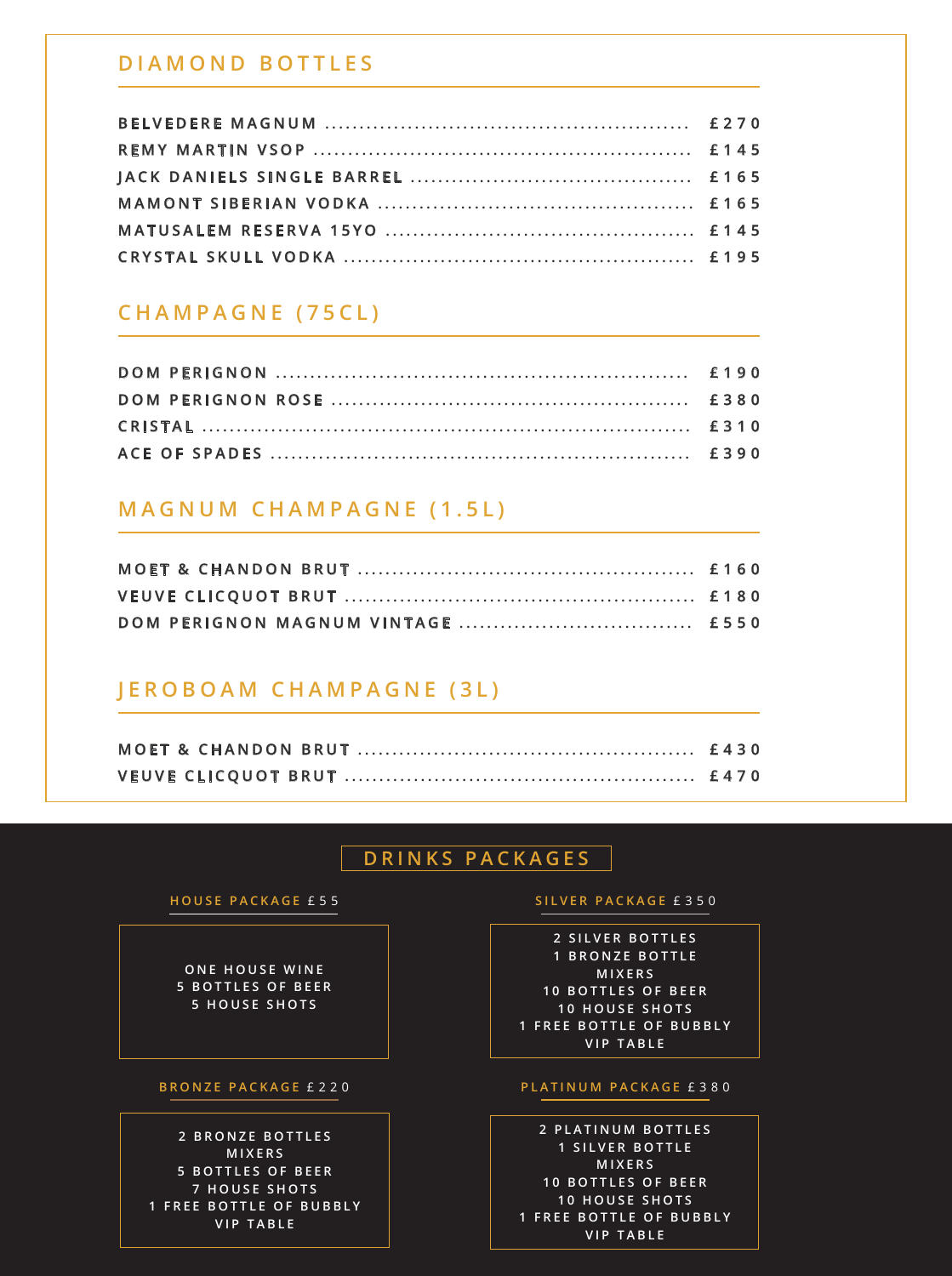## DIAMOND BOTTLES

| | |
|---|---|
| BELVEDERE MAGNUM | £270 |
| REMY MARTIN VSOP | £145 |
| JACK DANIELS SINGLE BARREL | £165 |
| MAMONT SIBERIAN VODKA | £165 |
| MATUSALEM RESERVA 15YO | £145 |
| CRYSTAL SKULL VODKA | £195 |

## CHAMPAGNE (75CL)

| | |
|---|---|
| DOM PERIGNON | £190 |
| DOM PERIGNON ROSE | £380 |
| CRISTAL | £310 |
| ACE OF SPADES | £390 |

## MAGNUM CHAMPAGNE (1.5L)

| | |
|---|---|
| MOET & CHANDON BRUT | £160 |
| VEUVE CLICQUOT BRUT | £180 |
| DOM PERIGNON MAGNUM VINTAGE | £550 |

## JEROBOAM CHAMPAGNE (3L)

| | |
|---|---|
| MOET & CHANDON BRUT | £430 |
| VEUVE CLICQUOT BRUT | £470 |

## DRINKS PACKAGES

### HOUSE PACKAGE £55

ONE HOUSE WINE
5 BOTTLES OF BEER
5 HOUSE SHOTS

### SILVER PACKAGE £350

2 SILVER BOTTLES
1 BRONZE BOTTLE
MIXERS
10 BOTTLES OF BEER
10 HOUSE SHOTS
1 FREE BOTTLE OF BUBBLY
VIP TABLE

### BRONZE PACKAGE £220

2 BRONZE BOTTLES
MIXERS
5 BOTTLES OF BEER
7 HOUSE SHOTS
1 FREE BOTTLE OF BUBBLY
VIP TABLE

### PLATINUM PACKAGE £380

2 PLATINUM BOTTLES
1 SILVER BOTTLE
MIXERS
10 BOTTLES OF BEER
10 HOUSE SHOTS
1 FREE BOTTLE OF BUBBLY
VIP TABLE